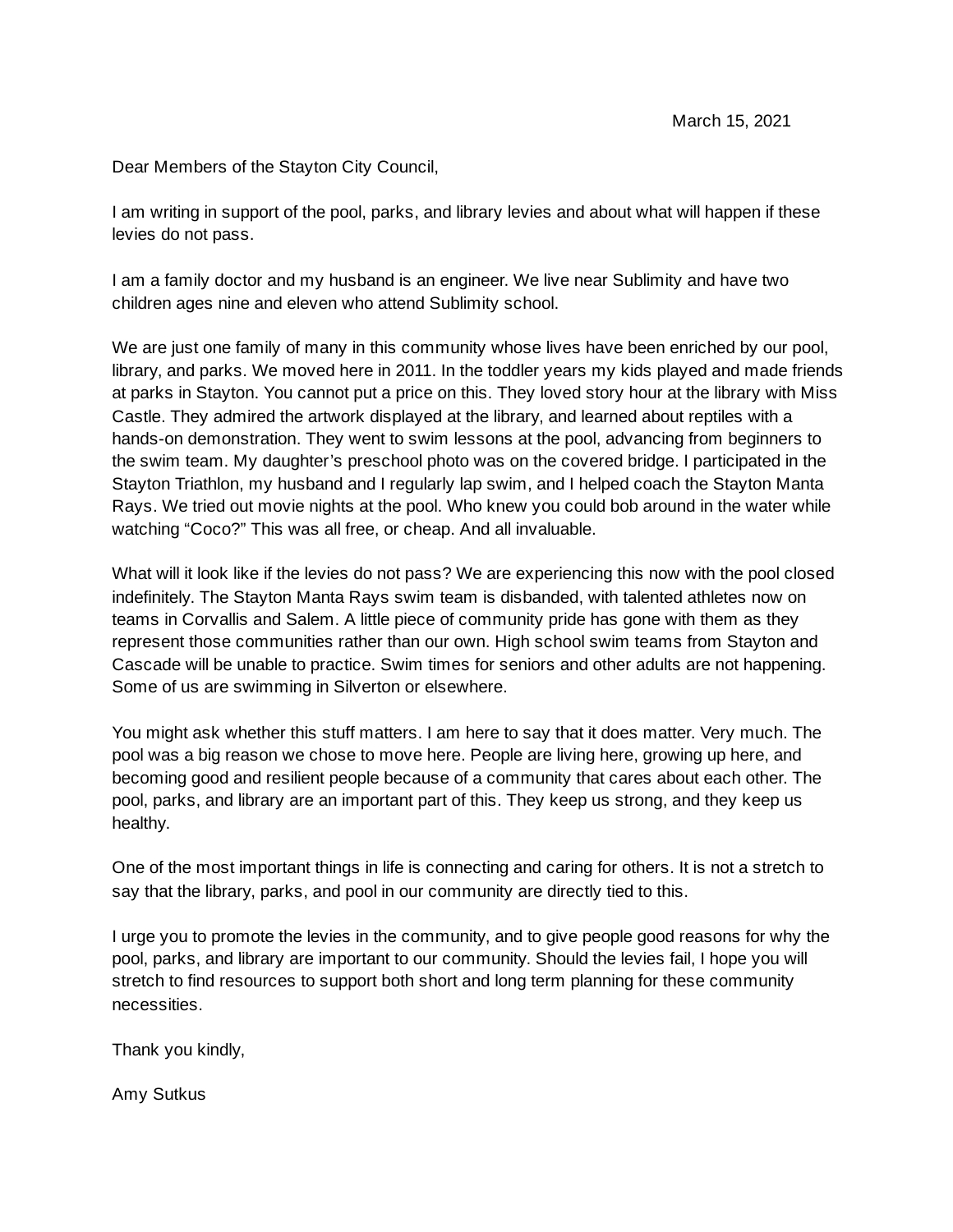March 15, 2021

Dear Members of the Stayton City Council,

I am writing in support of the pool, parks, and library levies and about what will happen if these levies do not pass.

I am a family doctor and my husband is an engineer. We live near Sublimity and have two children ages nine and eleven who attend Sublimity school.

We are just one family of many in this community whose lives have been enriched by our pool, library, and parks. We moved here in 2011. In the toddler years my kids played and made friends at parks in Stayton. You cannot put a price on this. They loved story hour at the library with Miss Castle. They admired the artwork displayed at the library, and learned about reptiles with a hands-on demonstration. They went to swim lessons at the pool, advancing from beginners to the swim team. My daughter's preschool photo was on the covered bridge. I participated in the Stayton Triathlon, my husband and I regularly lap swim, and I helped coach the Stayton Manta Rays. We tried out movie nights at the pool. Who knew you could bob around in the water while watching "Coco?" This was all free, or cheap. And all invaluable.

What will it look like if the levies do not pass? We are experiencing this now with the pool closed indefinitely. The Stayton Manta Rays swim team is disbanded, with talented athletes now on teams in Corvallis and Salem. A little piece of community pride has gone with them as they represent those communities rather than our own. High school swim teams from Stayton and Cascade will be unable to practice. Swim times for seniors and other adults are not happening. Some of us are swimming in Silverton or elsewhere.

You might ask whether this stuff matters. I am here to say that it does matter. Very much. The pool was a big reason we chose to move here. People are living here, growing up here, and becoming good and resilient people because of a community that cares about each other. The pool, parks, and library are an important part of this. They keep us strong, and they keep us healthy.

One of the most important things in life is connecting and caring for others. It is not a stretch to say that the library, parks, and pool in our community are directly tied to this.

I urge you to promote the levies in the community, and to give people good reasons for why the pool, parks, and library are important to our community. Should the levies fail, I hope you will stretch to find resources to support both short and long term planning for these community necessities.

Thank you kindly,

Amy Sutkus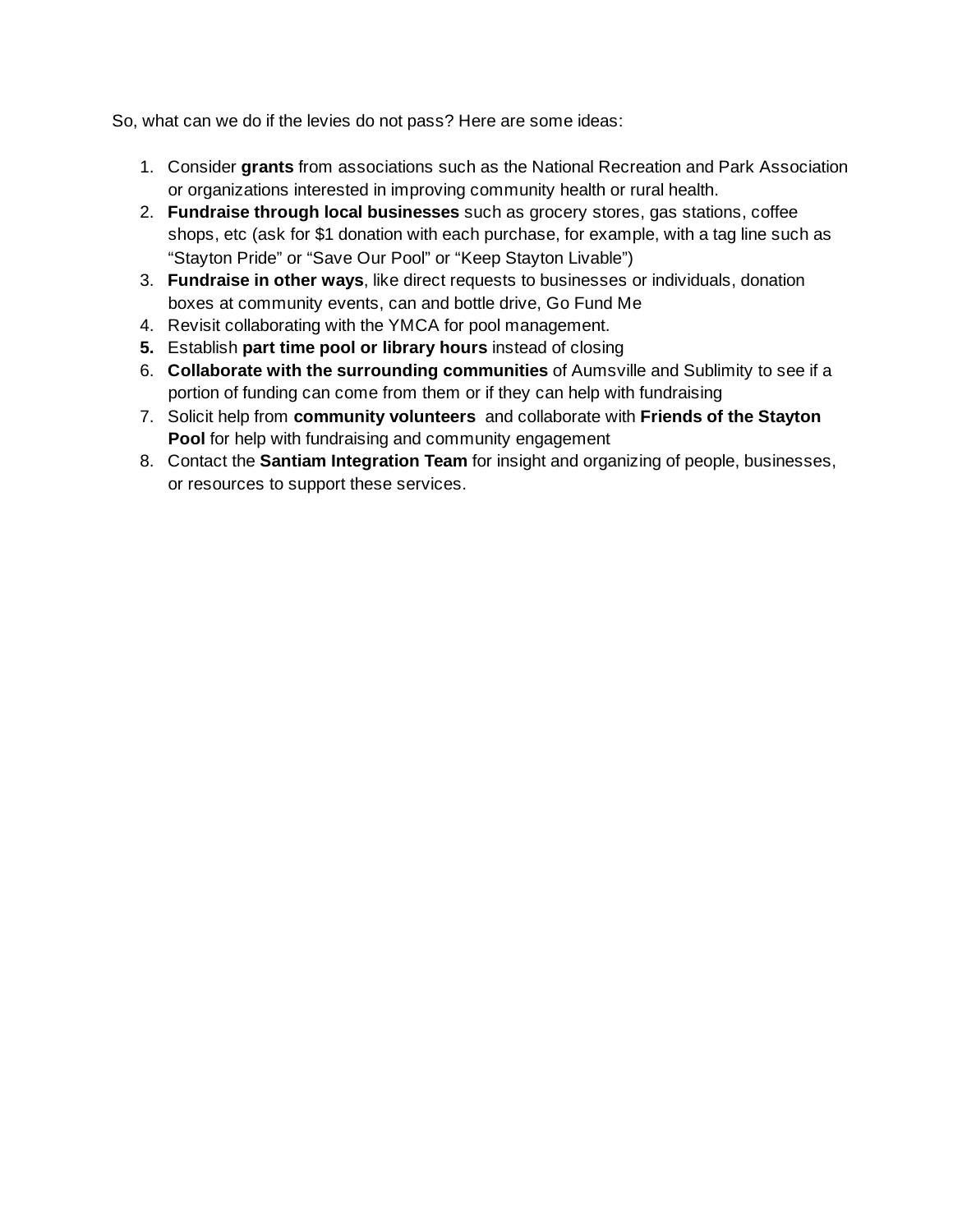So, what can we do if the levies do not pass? Here are some ideas:

1. Consider **grants** from associations such as the National Recreation and Park Association or organizations interested in improving community health or rural health.
2. **Fundraise through local businesses** such as grocery stores, gas stations, coffee shops, etc (ask for $1 donation with each purchase, for example, with a tag line such as “Stayton Pride” or “Save Our Pool” or “Keep Stayton Livable”)
3. **Fundraise in other ways**, like direct requests to businesses or individuals, donation boxes at community events, can and bottle drive, Go Fund Me
4. Revisit collaborating with the YMCA for pool management.
5. Establish **part time pool or library hours** instead of closing
6. **Collaborate with the surrounding communities** of Aumsville and Sublimity to see if a portion of funding can come from them or if they can help with fundraising
7. Solicit help from **community volunteers** and collaborate with **Friends of the Stayton Pool** for help with fundraising and community engagement
8. Contact the **Santiam Integration Team** for insight and organizing of people, businesses, or resources to support these services.